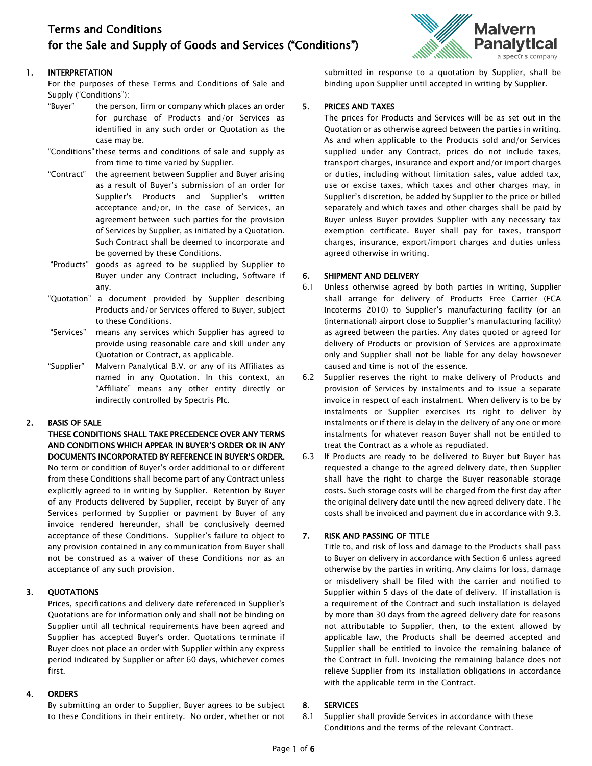# Terms and Conditions
# for the Sale and Supply of Goods and Services ("Conditions")

## 1. INTERPRETATION

For the purposes of these Terms and Conditions of Sale and Supply ("Conditions"):

- "Buyer" the person, firm or company which places an order for purchase of Products and/or Services as identified in any such order or Quotation as the case may be.
- "Conditions" these terms and conditions of sale and supply as from time to time varied by Supplier.
- "Contract" the agreement between Supplier and Buyer arising as a result of Buyer's submission of an order for Supplier's Products and Supplier's written acceptance and/or, in the case of Services, an agreement between such parties for the provision of Services by Supplier, as initiated by a Quotation. Such Contract shall be deemed to incorporate and be governed by these Conditions.
- "Products" goods as agreed to be supplied by Supplier to Buyer under any Contract including, Software if any.
- "Quotation" a document provided by Supplier describing Products and/or Services offered to Buyer, subject to these Conditions.
- "Services" means any services which Supplier has agreed to provide using reasonable care and skill under any Quotation or Contract, as applicable.
- "Supplier" Malvern Panalytical B.V. or any of its Affiliates as named in any Quotation. In this context, an "Affiliate" means any other entity directly or indirectly controlled by Spectris Plc.

## 2. BASIS OF SALE

**THESE CONDITIONS SHALL TAKE PRECEDENCE OVER ANY TERMS AND CONDITIONS WHICH APPEAR IN BUYER'S ORDER OR IN ANY DOCUMENTS INCORPORATED BY REFERENCE IN BUYER'S ORDER.** No term or condition of Buyer's order additional to or different from these Conditions shall become part of any Contract unless explicitly agreed to in writing by Supplier. Retention by Buyer of any Products delivered by Supplier, receipt by Buyer of any Services performed by Supplier or payment by Buyer of any invoice rendered hereunder, shall be conclusively deemed acceptance of these Conditions. Supplier's failure to object to any provision contained in any communication from Buyer shall not be construed as a waiver of these Conditions nor as an acceptance of any such provision.

## 3. QUOTATIONS

Prices, specifications and delivery date referenced in Supplier's Quotations are for information only and shall not be binding on Supplier until all technical requirements have been agreed and Supplier has accepted Buyer's order. Quotations terminate if Buyer does not place an order with Supplier within any express period indicated by Supplier or after 60 days, whichever comes first.

## 4. ORDERS

By submitting an order to Supplier, Buyer agrees to be subject to these Conditions in their entirety. No order, whether or not submitted in response to a quotation by Supplier, shall be binding upon Supplier until accepted in writing by Supplier.

## 5. PRICES AND TAXES

The prices for Products and Services will be as set out in the Quotation or as otherwise agreed between the parties in writing. As and when applicable to the Products sold and/or Services supplied under any Contract, prices do not include taxes, transport charges, insurance and export and/or import charges or duties, including without limitation sales, value added tax, use or excise taxes, which taxes and other charges may, in Supplier's discretion, be added by Supplier to the price or billed separately and which taxes and other charges shall be paid by Buyer unless Buyer provides Supplier with any necessary tax exemption certificate. Buyer shall pay for taxes, transport charges, insurance, export/import charges and duties unless agreed otherwise in writing.

## 6. SHIPMENT AND DELIVERY

6.1 Unless otherwise agreed by both parties in writing, Supplier shall arrange for delivery of Products Free Carrier (FCA Incoterms 2010) to Supplier's manufacturing facility (or an (international) airport close to Supplier's manufacturing facility) as agreed between the parties. Any dates quoted or agreed for delivery of Products or provision of Services are approximate only and Supplier shall not be liable for any delay howsoever caused and time is not of the essence.

6.2 Supplier reserves the right to make delivery of Products and provision of Services by instalments and to issue a separate invoice in respect of each instalment. When delivery is to be by instalments or Supplier exercises its right to deliver by instalments or if there is delay in the delivery of any one or more instalments for whatever reason Buyer shall not be entitled to treat the Contract as a whole as repudiated.

6.3 If Products are ready to be delivered to Buyer but Buyer has requested a change to the agreed delivery date, then Supplier shall have the right to charge the Buyer reasonable storage costs. Such storage costs will be charged from the first day after the original delivery date until the new agreed delivery date. The costs shall be invoiced and payment due in accordance with 9.3.

## 7. RISK AND PASSING OF TITLE

Title to, and risk of loss and damage to the Products shall pass to Buyer on delivery in accordance with Section 6 unless agreed otherwise by the parties in writing. Any claims for loss, damage or misdelivery shall be filed with the carrier and notified to Supplier within 5 days of the Contract and the date of delivery. If installation is a requirement of the Contract and such installation is delayed by more than 30 days from the agreed delivery date for reasons not attributable to Supplier, then, to the extent allowed by applicable law, the Products shall be deemed accepted and Supplier shall be entitled to invoice the remaining balance of the Contract in full. Invoicing the remaining balance does not relieve Supplier from its installation obligations in accordance with the applicable term in the Contract.

## 8. SERVICES

8.1 Supplier shall provide Services in accordance with these Conditions and the terms of the relevant Contract.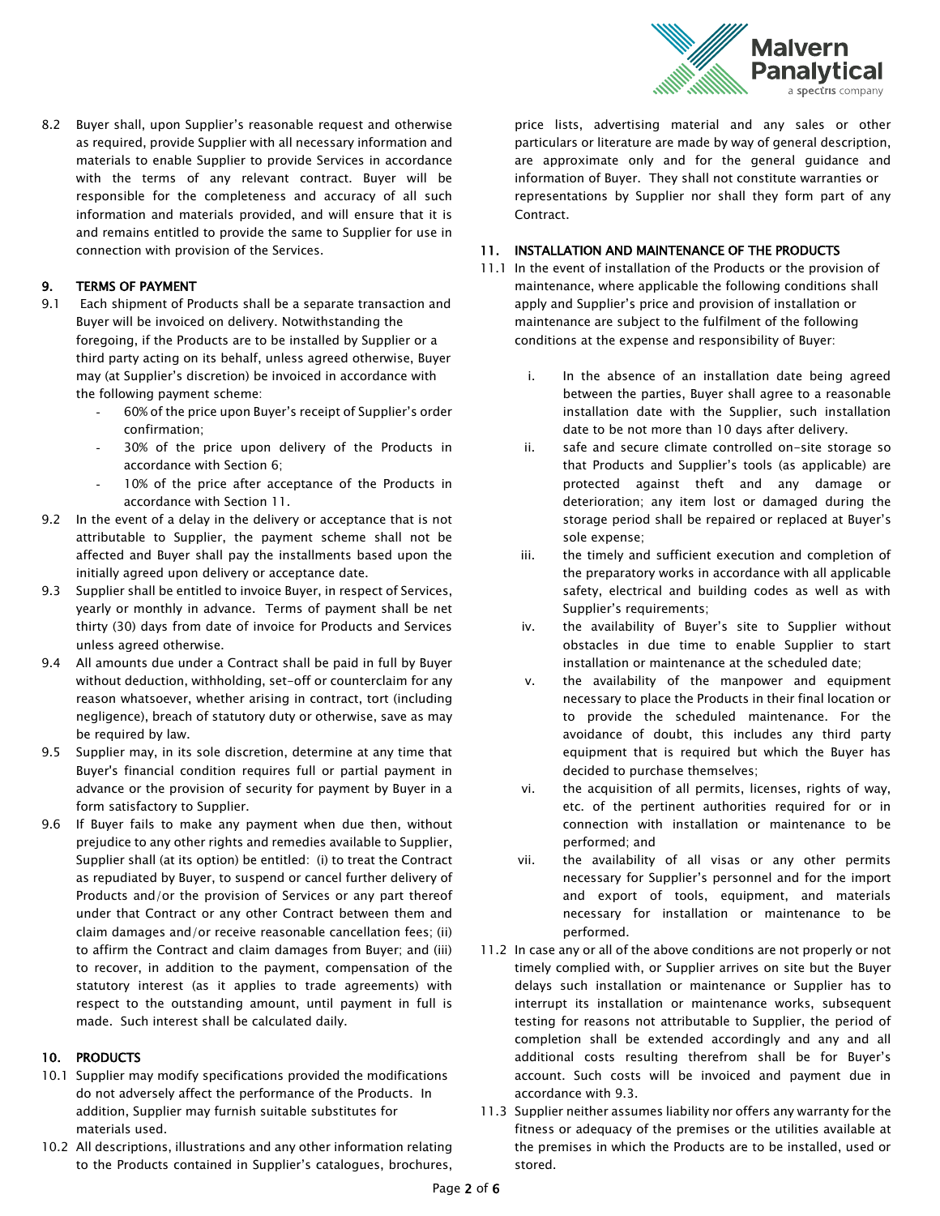8.2 Buyer shall, upon Supplier's reasonable request and otherwise as required, provide Supplier with all necessary information and materials to enable Supplier to provide Services in accordance with the terms of any relevant contract. Buyer will be responsible for the completeness and accuracy of all such information and materials provided, and will ensure that it is and remains entitled to provide the same to Supplier for use in connection with provision of the Services.

## 9. TERMS OF PAYMENT

9.1 Each shipment of Products shall be a separate transaction and Buyer will be invoiced on delivery. Notwithstanding the foregoing, if the Products are to be installed by Supplier or a third party acting on its behalf, unless agreed otherwise, Buyer may (at Supplier's discretion) be invoiced in accordance with the following payment scheme:

- 60% of the price upon Buyer's receipt of Supplier's order confirmation;
- 30% of the price upon delivery of the Products in accordance with Section 6;
- 10% of the price after acceptance of the Products in accordance with Section 11.

9.2 In the event of a delay in the delivery or acceptance that is not attributable to Supplier, the payment scheme shall not be affected and Buyer shall pay the installments based upon the initially agreed upon delivery or acceptance date.

9.3 Supplier shall be entitled to invoice Buyer, in respect of Services, yearly or monthly in advance. Terms of payment shall be net thirty (30) days from date of invoice for Products and Services unless agreed otherwise.

9.4 All amounts due under a Contract shall be paid in full by Buyer without deduction, withholding, set-off or counterclaim for any reason whatsoever, whether arising in contract, tort (including negligence), breach of statutory duty or otherwise, save as may be required by law.

9.5 Supplier may, in its sole discretion, determine at any time that Buyer's financial condition requires full or partial payment in advance or the provision of security for payment by Buyer in a form satisfactory to Supplier.

9.6 If Buyer fails to make any payment when due then, without prejudice to any other rights and remedies available to Supplier, Supplier shall (at its option) be entitled: (i) to treat the Contract as repudiated by Buyer, to suspend or cancel further delivery of Products and/or the provision of Services or any part thereof under that Contract or any other Contract between them and claim damages and/or receive reasonable cancellation fees; (ii) to affirm the Contract and claim damages from Buyer; and (iii) to recover, in addition to the payment, compensation of the statutory interest (as it applies to trade agreements) with respect to the outstanding amount, until payment in full is made. Such interest shall be calculated daily.

## 10. PRODUCTS

10.1 Supplier may modify specifications provided the modifications do not adversely affect the performance of the Products. In addition, Supplier may furnish suitable substitutes for materials used.

10.2 All descriptions, illustrations and any other information relating to the Products contained in Supplier's catalogues, brochures, price lists, advertising material and any sales or other particulars or literature are made by way of general description, are approximate only and for the general guidance and information of Buyer. They shall not constitute warranties or representations by Supplier nor shall they form part of any Contract.

## 11. INSTALLATION AND MAINTENANCE OF THE PRODUCTS

11.1 In the event of installation of the Products or the provision of maintenance, where applicable the following conditions shall apply and Supplier's price and provision of installation or maintenance are subject to the fulfilment of the following conditions at the expense and responsibility of Buyer:

i. In the absence of an installation date being agreed between the parties, Buyer shall agree to a reasonable installation date with the Supplier, such installation date to be not more than 10 days after delivery.

ii. safe and secure climate controlled on-site storage so that Products and Supplier's tools (as applicable) are protected against theft and any damage or deterioration; any item lost or damaged during the storage period shall be repaired or replaced at Buyer's sole expense;

iii. the timely and sufficient execution and completion of the preparatory works in accordance with all applicable safety, electrical and building codes as well as with Supplier's requirements;

iv. the availability of Buyer's site to Supplier without obstacles in due time to enable Supplier to start installation or maintenance at the scheduled date;

v. the availability of the manpower and equipment necessary to place the Products in their final location or to provide the scheduled maintenance. For the avoidance of doubt, this includes any third party equipment that is required but which the Buyer has decided to purchase themselves;

vi. the acquisition of all permits, licenses, rights of way, etc. of the pertinent authorities required for or in connection with installation or maintenance to be performed; and

vii. the availability of all visas or any other permits necessary for Supplier's personnel and for the import and export of tools, equipment, and materials necessary for installation or maintenance to be performed.

11.2 In case any or all of the above conditions are not properly or not timely complied with, or Supplier arrives on site but the Buyer delays such installation or maintenance or Supplier has to interrupt its installation or maintenance works, subsequent testing for reasons not attributable to Supplier, the period of completion shall be extended accordingly and any and all additional costs resulting therefrom shall be for Buyer's account. Such costs will be invoiced and payment due in accordance with 9.3.

11.3 Supplier neither assumes liability nor offers any warranty for the fitness or adequacy of the premises or the utilities available at the premises in which the Products are to be installed, used or stored.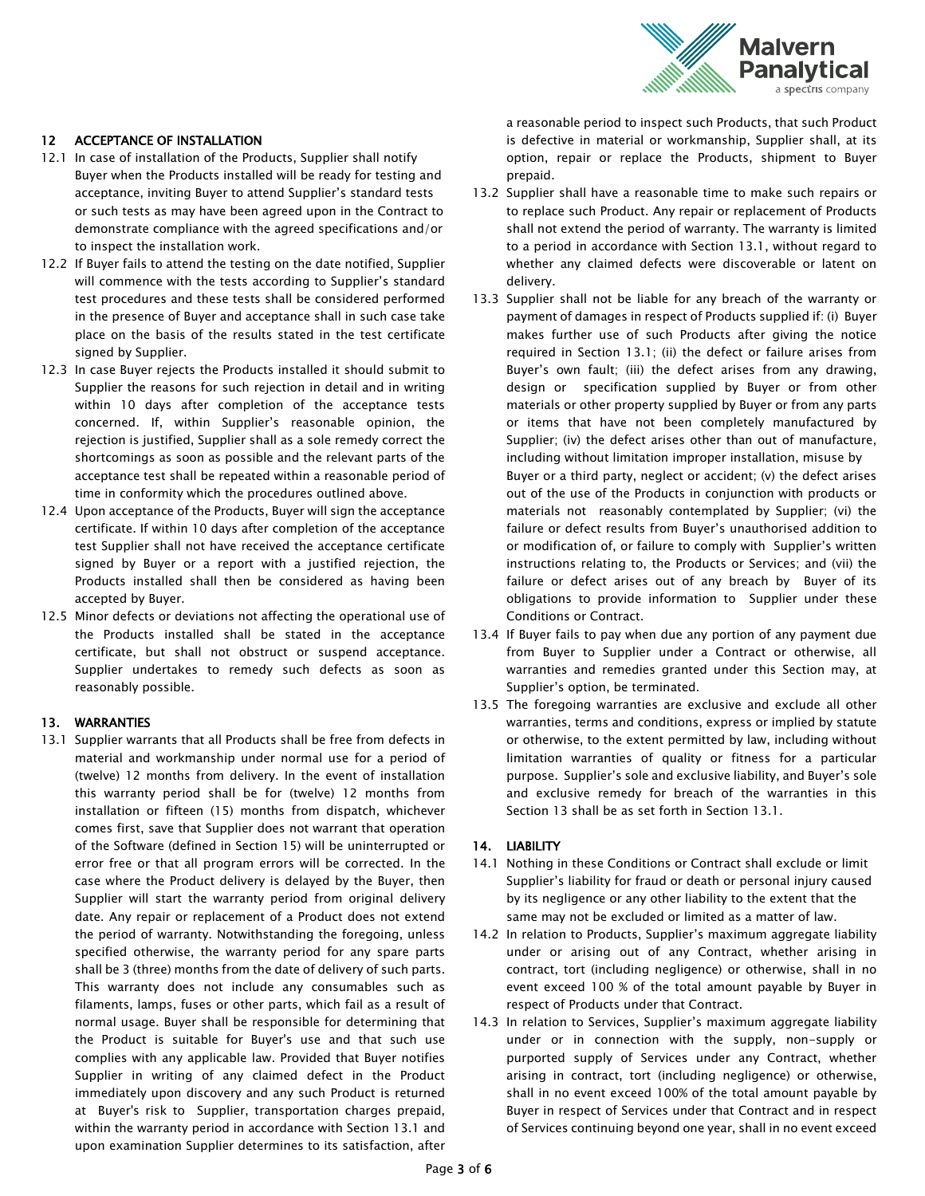## 12 ACCEPTANCE OF INSTALLATION

12.1 In case of installation of the Products, Supplier shall notify Buyer when the Products installed will be ready for testing and acceptance, inviting Buyer to attend Supplier's standard tests or such tests as may have been agreed upon in the Contract to demonstrate compliance with the agreed specifications and/or to inspect the installation work.

12.2 If Buyer fails to attend the testing on the date notified, Supplier will commence with the tests according to Supplier's standard test procedures and these tests shall be considered performed in the presence of Buyer and acceptance shall in such case take place on the basis of the results stated in the test certificate signed by Supplier.

12.3 In case Buyer rejects the Products installed it should submit to Supplier the reasons for such rejection in detail and in writing within 10 days after completion of the acceptance tests concerned. If, within Supplier's reasonable opinion, the rejection is justified, Supplier shall as a sole remedy correct the shortcomings as soon as possible and the relevant parts of the acceptance test shall be repeated within a reasonable period of time in conformity which the procedures outlined above.

12.4 Upon acceptance of the Products, Buyer will sign the acceptance certificate. If within 10 days after completion of the acceptance test Supplier shall not have received the acceptance certificate signed by Buyer or a report with a justified rejection, the Products installed shall then be considered as having been accepted by Buyer.

12.5 Minor defects or deviations not affecting the operational use of the Products installed shall be stated in the acceptance certificate, but shall not obstruct or suspend acceptance. Supplier undertakes to remedy such defects as soon as reasonably possible.

## 13. WARRANTIES

13.1 Supplier warrants that all Products shall be free from defects in material and workmanship under normal use for a period of (twelve) 12 months from delivery. In the event of installation this warranty period shall be for (twelve) 12 months from installation or fifteen (15) months from dispatch, whichever comes first, save that Supplier does not warrant that operation of the Software (defined in Section 15) will be uninterrupted or error free or that all program errors will be corrected. In the case where the Product delivery is delayed by the Buyer, then Supplier will start the warranty period from original delivery date. Any repair or replacement of a Product does not extend the period of warranty. Notwithstanding the foregoing, unless specified otherwise, the warranty period for any spare parts shall be 3 (three) months from the date of delivery of such parts. This warranty does not include any consumables such as filaments, lamps, fuses or other parts, which fail as a result of normal usage. Buyer shall be responsible for determining that the Product is suitable for Buyer's use and that such use complies with any applicable law. Provided that Buyer notifies Supplier in writing of any claimed defect in the Product immediately upon discovery and any such Product is returned at Buyer's risk to Supplier, transportation charges prepaid, within the warranty period in accordance with Section 13.1 and upon examination Supplier determines to its satisfaction, after a reasonable period to inspect such Products, that such Product is defective in material or workmanship, Supplier shall, at its option, repair or replace the Products, shipment to Buyer prepaid.

13.2 Supplier shall have a reasonable time to make such repairs or to replace such Product. Any repair or replacement of Products shall not extend the period of warranty. The warranty is limited to a period in accordance with Section 13.1, without regard to whether any claimed defects were discoverable or latent on delivery.

13.3 Supplier shall not be liable for any breach of the warranty or payment of damages in respect of Products supplied if: (i) Buyer makes further use of such Products after giving the notice required in Section 13.1; (ii) the defect or failure arises from Buyer's own fault; (iii) the defect arises from any drawing, design or specification supplied by Buyer or from other materials or other property supplied by Buyer or from any parts or items that have not been completely manufactured by Supplier; (iv) the defect arises other than out of manufacture, including without limitation improper installation, misuse by Buyer or a third party, neglect or accident; (v) the defect arises out of the use of the Products in conjunction with products or materials not reasonably contemplated by Supplier; (vi) the failure or defect results from Buyer's unauthorised addition to or modification of, or failure to comply with Supplier's written instructions relating to, the Products or Services; and (vii) the failure or defect arises out of any breach by Buyer of its obligations to provide information to Supplier under these Conditions or Contract.

13.4 If Buyer fails to pay when due any portion of any payment due from Buyer to Supplier under a Contract or otherwise, all warranties and remedies granted under this Section may, at Supplier's option, be terminated.

13.5 The foregoing warranties are exclusive and exclude all other warranties, terms and conditions, express or implied by statute or otherwise, to the extent permitted by law, including without limitation warranties of quality or fitness for a particular purpose. Supplier's sole and exclusive liability, and Buyer's sole and exclusive remedy for breach of the warranties in this Section 13 shall be as set forth in Section 13.1.

## 14. LIABILITY

14.1 Nothing in these Conditions or Contract shall exclude or limit Supplier's liability for fraud or death or personal injury caused by its negligence or any other liability to the extent that the same may not be excluded or limited as a matter of law.

14.2 In relation to Products, Supplier's maximum aggregate liability under or arising out of any Contract, whether arising in contract, tort (including negligence) or otherwise, shall in no event exceed 100 % of the total amount payable by Buyer in respect of Products under that Contract.

14.3 In relation to Services, Supplier's maximum aggregate liability under or in connection with the supply, non-supply or purported supply of Services under any Contract, whether arising in contract, tort (including negligence) or otherwise, shall in no event exceed 100% of the total amount payable by Buyer in respect of Services under that Contract and in respect of Services continuing beyond one year, shall in no event exceed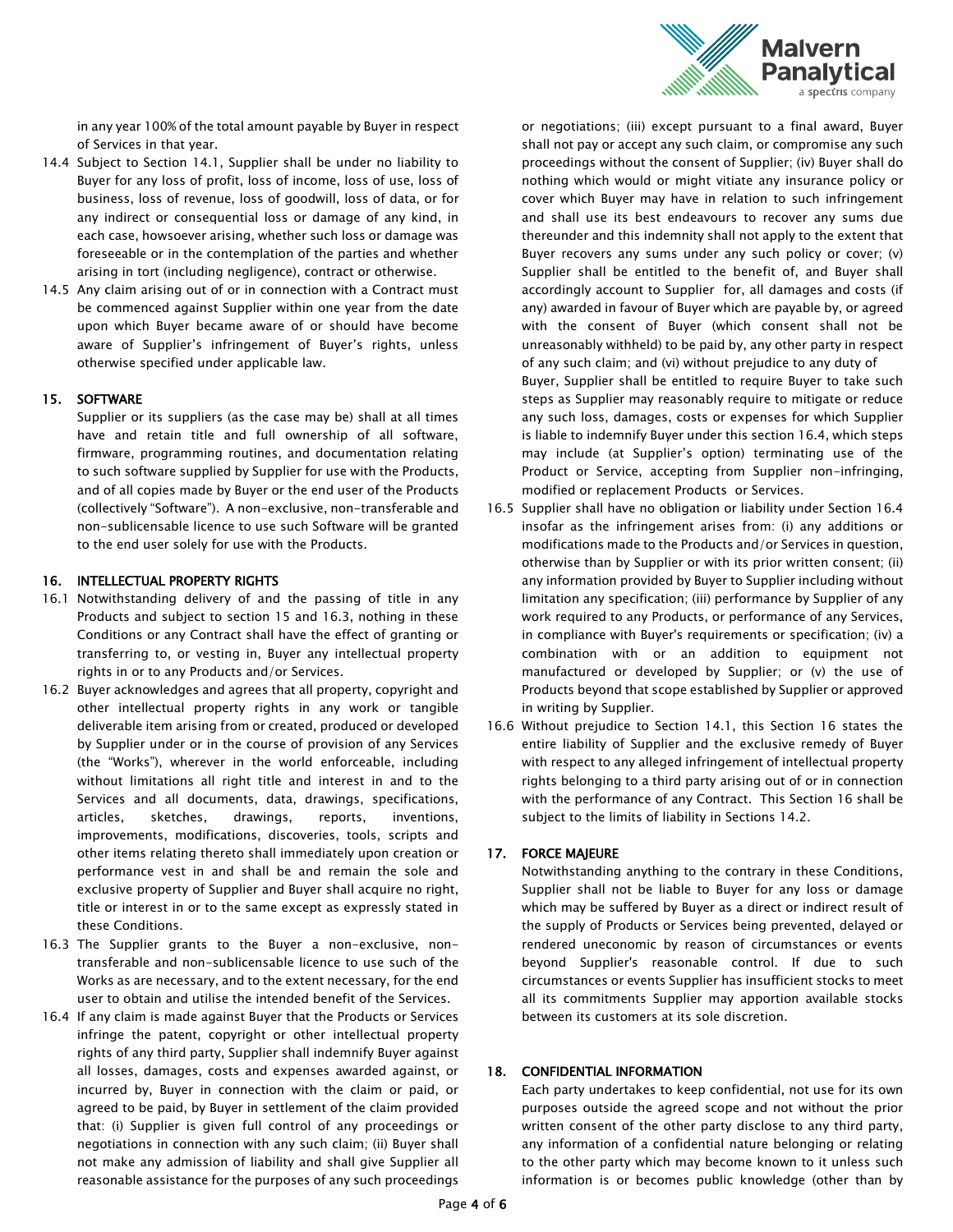in any year 100% of the total amount payable by Buyer in respect of Services in that year.

14.4 Subject to Section 14.1, Supplier shall be under no liability to Buyer for any loss of profit, loss of income, loss of use, loss of business, loss of revenue, loss of goodwill, loss of data, or for any indirect or consequential loss or damage of any kind, in each case, howsoever arising, whether such loss or damage was foreseeable or in the contemplation of the parties and whether arising in tort (including negligence), contract or otherwise.

14.5 Any claim arising out of or in connection with a Contract must be commenced against Supplier within one year from the date upon which Buyer became aware of or should have become aware of Supplier's infringement of Buyer's rights, unless otherwise specified under applicable law.

## 15. SOFTWARE

Supplier or its suppliers (as the case may be) shall at all times have and retain title and full ownership of all software, firmware, programming routines, and documentation relating to such software supplied by Supplier for use with the Products, and of all copies made by Buyer or the end user of the Products (collectively "Software"). A non-exclusive, non-transferable and non-sublicensable licence to use such Software will be granted to the end user solely for use with the Products.

## 16. INTELLECTUAL PROPERTY RIGHTS

16.1 Notwithstanding delivery of and the passing of title in any Products and subject to section 15 and 16.3, nothing in these Conditions or any Contract shall have the effect of granting or transferring to, or vesting in, Buyer any intellectual property rights in or to any Products and/or Services.

16.2 Buyer acknowledges and agrees that all property, copyright and other intellectual property rights in any work or tangible deliverable item arising from or created, produced or developed by Supplier under or in the course of provision of any Services (the "Works"), wherever in the world enforceable, including without limitations all right title and interest in and to the Services and all documents, data, drawings, specifications, articles, sketches, drawings, reports, inventions, improvements, modifications, discoveries, tools, scripts and other items relating thereto shall immediately upon creation or performance vest in and shall be and remain the sole and exclusive property of Supplier and Buyer shall acquire no right, title or interest in or to the same except as expressly stated in these Conditions.

16.3 The Supplier grants to the Buyer a non-exclusive, non-transferable and non-sublicensable licence to use such of the Works as are necessary, and to the extent necessary, for the end user to obtain and utilise the intended benefit of the Services.

16.4 If any claim is made against Buyer that the Products or Services infringe the patent, copyright or other intellectual property rights of any third party, Supplier shall indemnify Buyer against all losses, damages, costs and expenses awarded against, or incurred by, Buyer in connection with the claim or paid, or agreed to be paid, by Buyer in settlement of the claim provided that: (i) Supplier is given full control of any proceedings or negotiations in connection with any such claim; (ii) Buyer shall not make any admission of liability and shall give Supplier all reasonable assistance for the purposes of any such proceedings or negotiations; (iii) except pursuant to a final award, Buyer shall not pay or accept any such claim, or compromise any such proceedings without the consent of Supplier; (iv) Buyer shall do nothing which would or might vitiate any insurance policy or cover which Buyer may have in relation to such infringement and shall use its best endeavours to recover any sums due thereunder and this indemnity shall not apply to the extent that Buyer recovers any sums under any such policy or cover; (v) Supplier shall be entitled to the benefit of, and Buyer shall accordingly account to Supplier for, all damages and costs (if any) awarded in favour of Buyer which are payable by, or agreed with the consent of Buyer (which consent shall not be unreasonably withheld) to be paid by, any other party in respect of any such claim; and (vi) without prejudice to any duty of Buyer, Supplier shall be entitled to require Buyer to take such steps as Supplier may reasonably require to mitigate or reduce any such loss, damages, costs or expenses for which Supplier is liable to indemnify Buyer under this section 16.4, which steps may include (at Supplier's option) terminating use of the Product or Service, accepting from Supplier non-infringing, modified or replacement Products or Services.

16.5 Supplier shall have no obligation or liability under Section 16.4 insofar as the infringement arises from: (i) any additions or modifications made to the Products and/or Services in question, otherwise than by Supplier or with its prior written consent; (ii) any information provided by Buyer to Supplier including without limitation any specification; (iii) performance by Supplier of any work required to any Products, or performance of any Services, in compliance with Buyer's requirements or specification; (iv) a combination with or an addition to equipment not manufactured or developed by Supplier; or (v) the use of Products beyond that scope established by Supplier or approved in writing by Supplier.

16.6 Without prejudice to Section 14.1, this Section 16 states the entire liability of Supplier and the exclusive remedy of Buyer with respect to any alleged infringement of intellectual property rights belonging to a third party arising out of or in connection with the performance of any Contract. This Section 16 shall be subject to the limits of liability in Sections 14.2.

## 17. FORCE MAJEURE

Notwithstanding anything to the contrary in these Conditions, Supplier shall not be liable to Buyer for any loss or damage which may be suffered by Buyer as a direct or indirect result of the supply of Products or Services being prevented, delayed or rendered uneconomic by reason of circumstances or events beyond Supplier's reasonable control. If due to such circumstances or events Supplier has insufficient stocks to meet all its commitments Supplier may apportion available stocks between its customers at its sole discretion.

## 18. CONFIDENTIAL INFORMATION

Each party undertakes to keep confidential, not use for its own purposes outside the agreed scope and not without the prior written consent of the other party disclose to any third party, any information of a confidential nature belonging or relating to the other party which may become known to it unless such information is or becomes public knowledge (other than by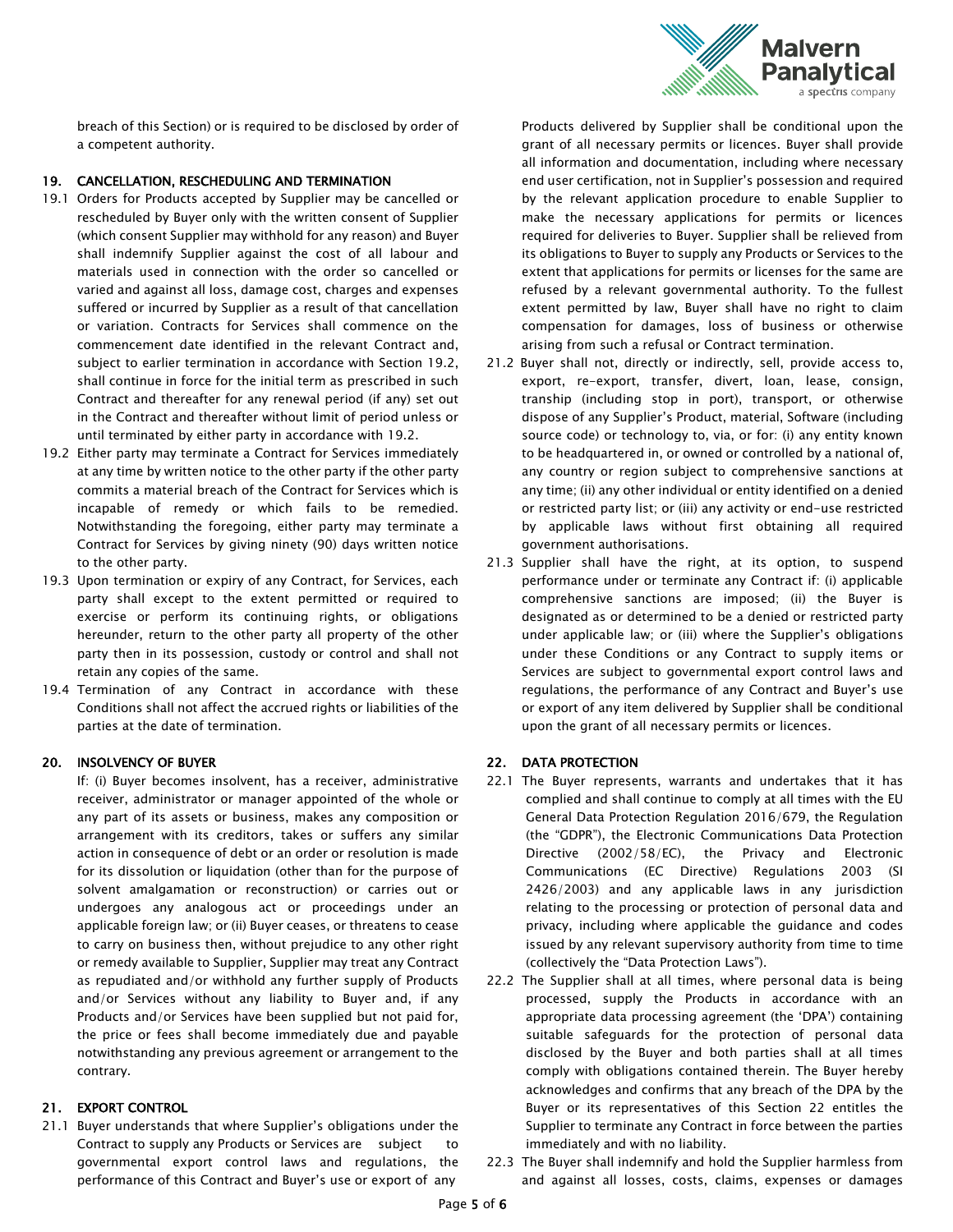breach of this Section) or is required to be disclosed by order of a competent authority.

## 19. CANCELLATION, RESCHEDULING AND TERMINATION

19.1 Orders for Products accepted by Supplier may be cancelled or rescheduled by Buyer only with the written consent of Supplier (which consent Supplier may withhold for any reason) and Buyer shall indemnify Supplier against the cost of all labour and materials used in connection with the order so cancelled or varied and against all loss, damage cost, charges and expenses suffered or incurred by Supplier as a result of that cancellation or variation. Contracts for Services shall commence on the commencement date identified in the relevant Contract and, subject to earlier termination in accordance with Section 19.2, shall continue in force for the initial term as prescribed in such Contract and thereafter for any renewal period (if any) set out in the Contract and thereafter without limit of period unless or until terminated by either party in accordance with 19.2.

19.2 Either party may terminate a Contract for Services immediately at any time by written notice to the other party if the other party commits a material breach of the Contract for Services which is incapable of remedy or which fails to be remedied. Notwithstanding the foregoing, either party may terminate a Contract for Services by giving ninety (90) days written notice to the other party.

19.3 Upon termination or expiry of any Contract, for Services, each party shall except to the extent permitted or required to exercise or perform its continuing rights, or obligations hereunder, return to the other party all property of the other party then in its possession, custody or control and shall not retain any copies of the same.

19.4 Termination of any Contract in accordance with these Conditions shall not affect the accrued rights or liabilities of the parties at the date of termination.

## 20. INSOLVENCY OF BUYER

If: (i) Buyer becomes insolvent, has a receiver, administrative receiver, administrator or manager appointed of the whole or any part of its assets or business, makes any composition or arrangement with its creditors, takes or suffers any similar action in consequence of debt or an order or resolution is made for its dissolution or liquidation (other than for the purpose of solvent amalgamation or reconstruction) or carries out or undergoes any analogous act or proceedings under an applicable foreign law; or (ii) Buyer ceases, or threatens to cease to carry on business then, without prejudice to any other right or remedy available to Supplier, Supplier may treat any Contract as repudiated and/or withhold any further supply of Products and/or Services without any liability to Buyer and, if any Products and/or Services have been supplied but not paid for, the price or fees shall become immediately due and payable notwithstanding any previous agreement or arrangement to the contrary.

## 21. EXPORT CONTROL

21.1 Buyer understands that where Supplier's obligations under the Contract to supply any Products or Services are subject to governmental export control laws and regulations, the performance of this Contract and Buyer's use or export of any Products delivered by Supplier shall be conditional upon the grant of all necessary permits or licences. Buyer shall provide all information and documentation, including where necessary end user certification, not in Supplier's possession and required by the relevant application procedure to enable Supplier to make the necessary applications for permits or licences required for deliveries to Buyer. Supplier shall be relieved from its obligations to Buyer to supply any Products or Services to the extent that applications for permits or licenses for the same are refused by a relevant governmental authority. To the fullest extent permitted by law, Buyer shall have no right to claim compensation for damages, loss of business or otherwise arising from such a refusal or Contract termination.

21.2 Buyer shall not, directly or indirectly, sell, provide access to, export, re-export, transfer, divert, loan, lease, consign, tranship (including stop in port), transport, or otherwise dispose of any Supplier's Product, material, Software (including source code) or technology to, via, or for: (i) any entity known to be headquartered in, or owned or controlled by a national of, any country or region subject to comprehensive sanctions at any time; (ii) any other individual or entity identified on a denied or restricted party list; or (iii) any activity or end-use restricted by applicable laws without first obtaining all required government authorisations.

21.3 Supplier shall have the right, at its option, to suspend performance under or terminate any Contract if: (i) applicable comprehensive sanctions are imposed; (ii) the Buyer is designated as or determined to be a denied or restricted party under applicable law; or (iii) where the Supplier's obligations under these Conditions or any Contract to supply items or Services are subject to governmental export control laws and regulations, the performance of any Contract and Buyer's use or export of any item delivered by Supplier shall be conditional upon the grant of all necessary permits or licences.

## 22. DATA PROTECTION

22.1 The Buyer represents, warrants and undertakes that it has complied and shall continue to comply at all times with the EU General Data Protection Regulation 2016/679, the Regulation (the "GDPR"), the Electronic Communications Data Protection Directive (2002/58/EC), the Privacy and Electronic Communications (EC Directive) Regulations 2003 (SI 2426/2003) and any applicable laws in any jurisdiction relating to the processing or protection of personal data and privacy, including where applicable the guidance and codes issued by any relevant supervisory authority from time to time (collectively the "Data Protection Laws").

22.2 The Supplier shall at all times, where personal data is being processed, supply the Products in accordance with an appropriate data processing agreement (the 'DPA') containing suitable safeguards for the protection of personal data disclosed by the Buyer and both parties shall at all times comply with obligations contained therein. The Buyer hereby acknowledges and confirms that any breach of the DPA by the Buyer or its representatives of this Section 22 entitles the Supplier to terminate any Contract in force between the parties immediately and with no liability.

22.3 The Buyer shall indemnify and hold the Supplier harmless from and against all losses, costs, claims, expenses or damages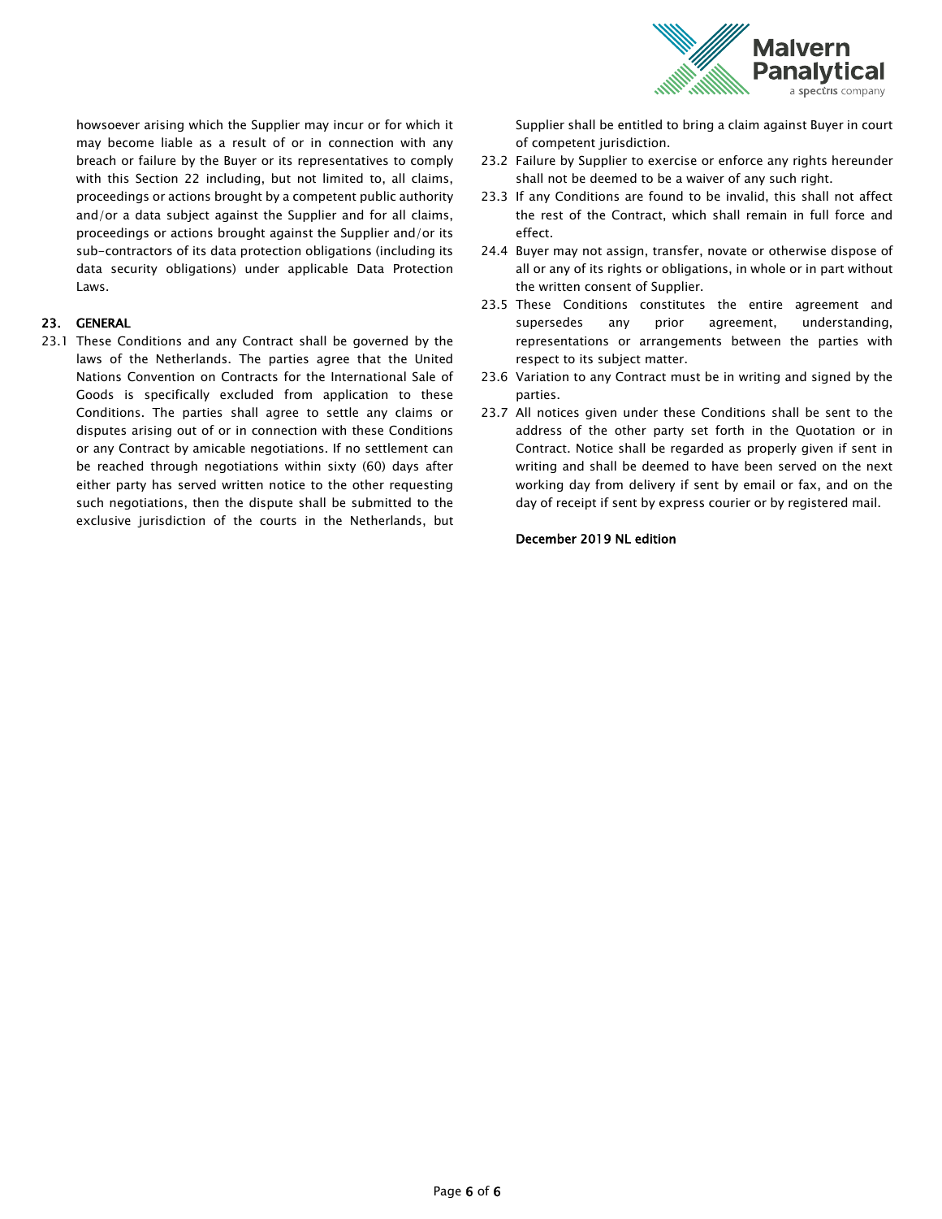howsoever arising which the Supplier may incur or for which it may become liable as a result of or in connection with any breach or failure by the Buyer or its representatives to comply with this Section 22 including, but not limited to, all claims, proceedings or actions brought by a competent public authority and/or a data subject against the Supplier and for all claims, proceedings or actions brought against the Supplier and/or its sub-contractors of its data protection obligations (including its data security obligations) under applicable Data Protection Laws.

## 23. GENERAL

23.1 These Conditions and any Contract shall be governed by the laws of the Netherlands. The parties agree that the United Nations Convention on Contracts for the International Sale of Goods is specifically excluded from application to these Conditions. The parties shall agree to settle any claims or disputes arising out of or in connection with these Conditions or any Contract by amicable negotiations. If no settlement can be reached through negotiations within sixty (60) days after either party has served written notice to the other requesting such negotiations, then the dispute shall be submitted to the exclusive jurisdiction of the courts in the Netherlands, but Supplier shall be entitled to bring a claim against Buyer in court of competent jurisdiction.

23.2 Failure by Supplier to exercise or enforce any rights hereunder shall not be deemed to be a waiver of any such right.

23.3 If any Conditions are found to be invalid, this shall not affect the rest of the Contract, which shall remain in full force and effect.

24.4 Buyer may not assign, transfer, novate or otherwise dispose of all or any of its rights or obligations, in whole or in part without the written consent of Supplier.

23.5 These Conditions constitutes the entire agreement and supersedes any prior agreement, understanding, representations or arrangements between the parties with respect to its subject matter.

23.6 Variation to any Contract must be in writing and signed by the parties.

23.7 All notices given under these Conditions shall be sent to the address of the other party set forth in the Quotation or in Contract. Notice shall be regarded as properly given if sent in writing and shall be deemed to have been served on the next working day from delivery if sent by email or fax, and on the day of receipt if sent by express courier or by registered mail.

**December 2019 NL edition**